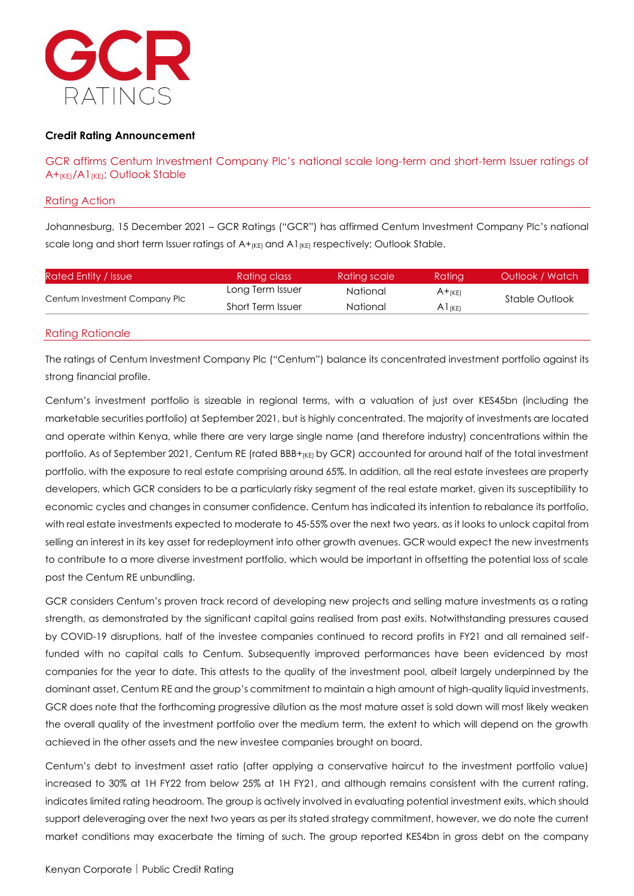**Credit Rating Announcement**

## GCR affirms Centum Investment Company Plc's national scale long-term and short-term Issuer ratings of A+$_{(KE)}$/A1$_{(KE)}$; Outlook Stable

### Rating Action

Johannesburg, 15 December 2021 – GCR Ratings ("GCR") has affirmed Centum Investment Company Plc's national scale long and short term Issuer ratings of A+$_{(KE)}$ and A1$_{(KE)}$ respectively; Outlook Stable.

| Rated Entity / Issue | Rating class | Rating scale | Rating | Outlook / Watch |
|---|---|---|---|---|
| Centum Investment Company Plc | Long Term Issuer | National | A+$_{(KE)}$ | Stable Outlook |
| | Short Term Issuer | National | A1$_{(KE)}$ | |

### Rating Rationale

The ratings of Centum Investment Company Plc ("Centum") balance its concentrated investment portfolio against its strong financial profile.

Centum's investment portfolio is sizeable in regional terms, with a valuation of just over KES45bn (including the marketable securities portfolio) at September 2021, but is highly concentrated. The majority of investments are located and operate within Kenya, while there are very large single name (and therefore industry) concentrations within the portfolio. As of September 2021, Centum RE (rated BBB+$_{(KE)}$ by GCR) accounted for around half of the total investment portfolio, with the exposure to real estate comprising around 65%. In addition, all the real estate investees are property developers, which GCR considers to be a particularly risky segment of the real estate market, given its susceptibility to economic cycles and changes in consumer confidence. Centum has indicated its intention to rebalance its portfolio, with real estate investments expected to moderate to 45-55% over the next two years, as it looks to unlock capital from selling an interest in its key asset for redeployment into other growth avenues. GCR would expect the new investments to contribute to a more diverse investment portfolio, which would be important in offsetting the potential loss of scale post the Centum RE unbundling.

GCR considers Centum's proven track record of developing new projects and selling mature investments as a rating strength, as demonstrated by the significant capital gains realised from past exits. Notwithstanding pressures caused by COVID-19 disruptions, half of the investee companies continued to record profits in FY21 and all remained self-funded with no capital calls to Centum. Subsequently improved performances have been evidenced by most companies for the year to date. This attests to the quality of the investment pool, albeit largely underpinned by the dominant asset, Centum RE and the group's commitment to maintain a high amount of high-quality liquid investments. GCR does note that the forthcoming progressive dilution as the most mature asset is sold down will most likely weaken the overall quality of the investment portfolio over the medium term, the extent to which will depend on the growth achieved in the other assets and the new investee companies brought on board.

Centum's debt to investment asset ratio (after applying a conservative haircut to the investment portfolio value) increased to 30% at 1H FY22 from below 25% at 1H FY21, and although remains consistent with the current rating, indicates limited rating headroom. The group is actively involved in evaluating potential investment exits, which should support deleveraging over the next two years as per its stated strategy commitment, however, we do note the current market conditions may exacerbate the timing of such. The group reported KES4bn in gross debt on the company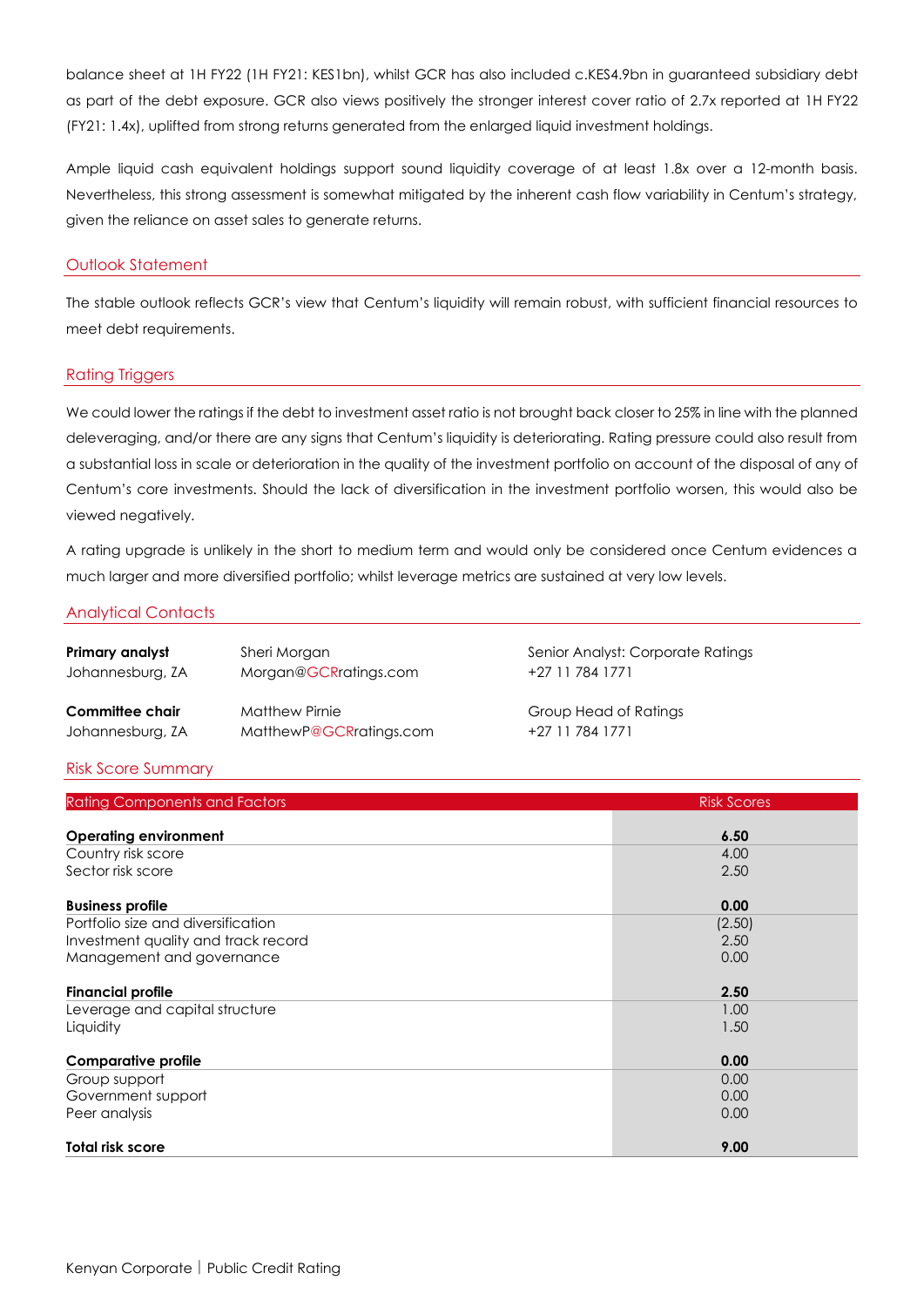balance sheet at 1H FY22 (1H FY21: KES1bn), whilst GCR has also included c.KES4.9bn in guaranteed subsidiary debt as part of the debt exposure. GCR also views positively the stronger interest cover ratio of 2.7x reported at 1H FY22 (FY21: 1.4x), uplifted from strong returns generated from the enlarged liquid investment holdings.

Ample liquid cash equivalent holdings support sound liquidity coverage of at least 1.8x over a 12-month basis. Nevertheless, this strong assessment is somewhat mitigated by the inherent cash flow variability in Centum's strategy, given the reliance on asset sales to generate returns.

## Outlook Statement

The stable outlook reflects GCR's view that Centum's liquidity will remain robust, with sufficient financial resources to meet debt requirements.

## Rating Triggers

We could lower the ratings if the debt to investment asset ratio is not brought back closer to 25% in line with the planned deleveraging, and/or there are any signs that Centum's liquidity is deteriorating. Rating pressure could also result from a substantial loss in scale or deterioration in the quality of the investment portfolio on account of the disposal of any of Centum's core investments. Should the lack of diversification in the investment portfolio worsen, this would also be viewed negatively.

A rating upgrade is unlikely in the short to medium term and would only be considered once Centum evidences a much larger and more diversified portfolio; whilst leverage metrics are sustained at very low levels.

## Analytical Contacts

| | | |
|---|---|---|
| **Primary analyst** | Sheri Morgan | Senior Analyst: Corporate Ratings |
| Johannesburg, ZA | Morgan@GCRratings.com | +27 11 784 1771 |
| **Committee chair** | Matthew Pirnie | Group Head of Ratings |
| Johannesburg, ZA | MatthewP@GCRratings.com | +27 11 784 1771 |

## Risk Score Summary

| Rating Components and Factors | Risk Scores |
|---|---|
| **Operating environment** | **6.50** |
| Country risk score | 4.00 |
| Sector risk score | 2.50 |
| **Business profile** | **0.00** |
| Portfolio size and diversification | (2.50) |
| Investment quality and track record | 2.50 |
| Management and governance | 0.00 |
| **Financial profile** | **2.50** |
| Leverage and capital structure | 1.00 |
| Liquidity | 1.50 |
| **Comparative profile** | **0.00** |
| Group support | 0.00 |
| Government support | 0.00 |
| Peer analysis | 0.00 |
| **Total risk score** | **9.00** |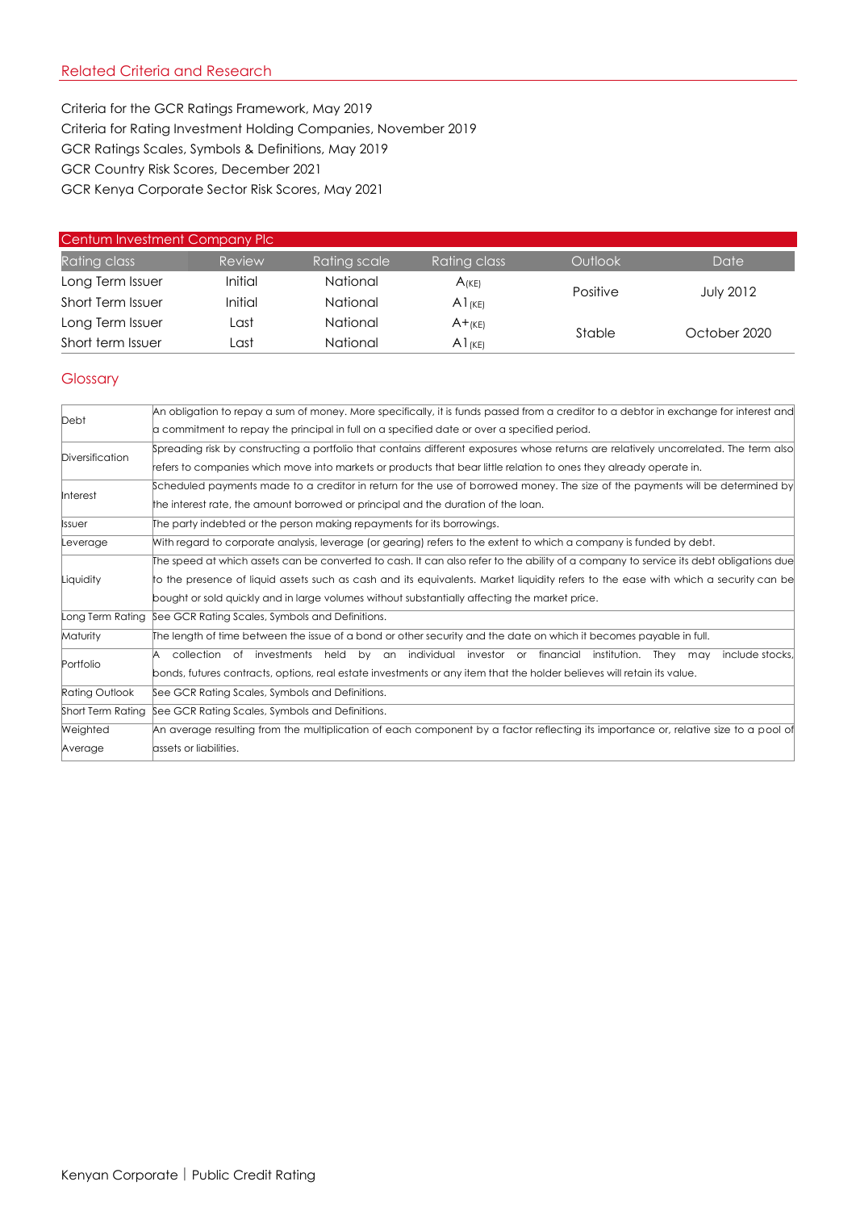## Related Criteria and Research

Criteria for the GCR Ratings Framework, May 2019
Criteria for Rating Investment Holding Companies, November 2019
GCR Ratings Scales, Symbols & Definitions, May 2019
GCR Country Risk Scores, December 2021
GCR Kenya Corporate Sector Risk Scores, May 2021

| Centum Investment Company Plc | | | | | |
|---|---|---|---|---|---|
| Rating class | Review | Rating scale | Rating class | Outlook | Date |
| Long Term Issuer | Initial | National | $A_{(KE)}$ | Positive | July 2012 |
| Short Term Issuer | Initial | National | $A1_{(KE)}$ | | |
| Long Term Issuer | Last | National | $A+_{(KE)}$ | Stable | October 2020 |
| Short term Issuer | Last | National | $A1_{(KE)}$ | | |

## Glossary

| | |
|---|---|
| Debt | An obligation to repay a sum of money. More specifically, it is funds passed from a creditor to a debtor in exchange for interest and a commitment to repay the principal in full on a specified date or over a specified period. |
| Diversification | Spreading risk by constructing a portfolio that contains different exposures whose returns are relatively uncorrelated. The term also refers to companies which move into markets or products that bear little relation to ones they already operate in. |
| Interest | Scheduled payments made to a creditor in return for the use of borrowed money. The size of the payments will be determined by the interest rate, the amount borrowed or principal and the duration of the loan. |
| Issuer | The party indebted or the person making repayments for its borrowings. |
| Leverage | With regard to corporate analysis, leverage (or gearing) refers to the extent to which a company is funded by debt. |
| Liquidity | The speed at which assets can be converted to cash. It can also refer to the ability of a company to service its debt obligations due to the presence of liquid assets such as cash and its equivalents. Market liquidity refers to the ease with which a security can be bought or sold quickly and in large volumes without substantially affecting the market price. |
| Long Term Rating | See GCR Rating Scales, Symbols and Definitions. |
| Maturity | The length of time between the issue of a bond or other security and the date on which it becomes payable in full. |
| Portfolio | A collection of investments held by an individual investor or financial institution. They may include stocks, bonds, futures contracts, options, real estate investments or any item that the holder believes will retain its value. |
| Rating Outlook | See GCR Rating Scales, Symbols and Definitions. |
| Short Term Rating | See GCR Rating Scales, Symbols and Definitions. |
| Weighted Average | An average resulting from the multiplication of each component by a factor reflecting its importance or, relative size to a pool of assets or liabilities. |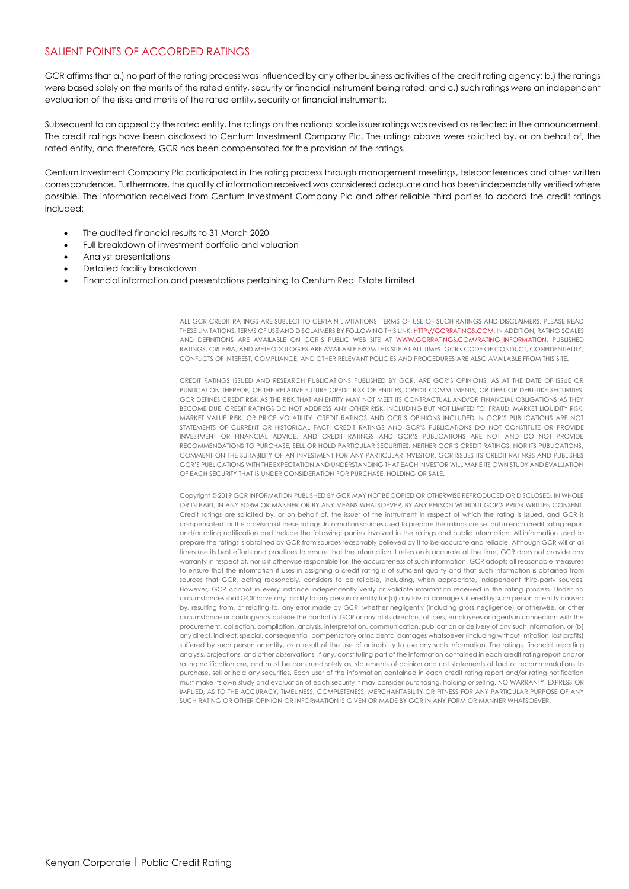## SALIENT POINTS OF ACCORDED RATINGS

GCR affirms that a.) no part of the rating process was influenced by any other business activities of the credit rating agency; b.) the ratings were based solely on the merits of the rated entity, security or financial instrument being rated; and c.) such ratings were an independent evaluation of the risks and merits of the rated entity, security or financial instrument;.

Subsequent to an appeal by the rated entity, the ratings on the national scale issuer ratings was revised as reflected in the announcement. The credit ratings have been disclosed to Centum Investment Company Plc. The ratings above were solicited by, or on behalf of, the rated entity, and therefore, GCR has been compensated for the provision of the ratings.

Centum Investment Company Plc participated in the rating process through management meetings, teleconferences and other written correspondence. Furthermore, the quality of information received was considered adequate and has been independently verified where possible. The information received from Centum Investment Company Plc and other reliable third parties to accord the credit ratings included:

- The audited financial results to 31 March 2020
- Full breakdown of investment portfolio and valuation
- Analyst presentations
- Detailed facility breakdown
- Financial information and presentations pertaining to Centum Real Estate Limited

ALL GCR CREDIT RATINGS ARE SUBJECT TO CERTAIN LIMITATIONS, TERMS OF USE OF SUCH RATINGS AND DISCLAIMERS. PLEASE READ THESE LIMITATIONS, TERMS OF USE AND DISCLAIMERS BY FOLLOWING THIS LINK: HTTP://GCRRATINGS.COM. IN ADDITION, RATING SCALES AND DEFINITIONS ARE AVAILABLE ON GCR'S PUBLIC WEB SITE AT WWW.GCRRATINGS.COM/RATING_INFORMATION. PUBLISHED RATINGS, CRITERIA, AND METHODOLOGIES ARE AVAILABLE FROM THIS SITE AT ALL TIMES. GCR's CODE OF CONDUCT, CONFIDENTIALITY, CONFLICTS OF INTEREST, COMPLIANCE, AND OTHER RELEVANT POLICIES AND PROCEDURES ARE ALSO AVAILABLE FROM THIS SITE.

CREDIT RATINGS ISSUED AND RESEARCH PUBLICATIONS PUBLISHED BY GCR, ARE GCR'S OPINIONS, AS AT THE DATE OF ISSUE OR PUBLICATION THEREOF, OF THE RELATIVE FUTURE CREDIT RISK OF ENTITIES, CREDIT COMMITMENTS, OR DEBT OR DEBT-LIKE SECURITIES. GCR DEFINES CREDIT RISK AS THE RISK THAT AN ENTITY MAY NOT MEET ITS CONTRACTUAL AND/OR FINANCIAL OBLIGATIONS AS THEY BECOME DUE. CREDIT RATINGS DO NOT ADDRESS ANY OTHER RISK, INCLUDING BUT NOT LIMITED TO: FRAUD, MARKET LIQUIDITY RISK, MARKET VALUE RISK, OR PRICE VOLATILITY. CREDIT RATINGS AND GCR'S OPINIONS INCLUDED IN GCR'S PUBLICATIONS ARE NOT STATEMENTS OF CURRENT OR HISTORICAL FACT. CREDIT RATINGS AND GCR'S PUBLICATIONS DO NOT CONSTITUTE OR PROVIDE INVESTMENT OR FINANCIAL ADVICE, AND CREDIT RATINGS AND GCR'S PUBLICATIONS ARE NOT AND DO NOT PROVIDE RECOMMENDATIONS TO PURCHASE, SELL OR HOLD PARTICULAR SECURITIES. NEITHER GCR'S CREDIT RATINGS, NOR ITS PUBLICATIONS, COMMENT ON THE SUITABILITY OF AN INVESTMENT FOR ANY PARTICULAR INVESTOR. GCR ISSUES ITS CREDIT RATINGS AND PUBLISHES GCR'S PUBLICATIONS WITH THE EXPECTATION AND UNDERSTANDING THAT EACH INVESTOR WILL MAKE ITS OWN STUDY AND EVALUATION OF EACH SECURITY THAT IS UNDER CONSIDERATION FOR PURCHASE, HOLDING OR SALE.

Copyright © 2019 GCR INFORMATION PUBLISHED BY GCR MAY NOT BE COPIED OR OTHERWISE REPRODUCED OR DISCLOSED, IN WHOLE OR IN PART, IN ANY FORM OR MANNER OR BY ANY MEANS WHATSOEVER, BY ANY PERSON WITHOUT GCR'S PRIOR WRITTEN CONSENT. Credit ratings are solicited by, or on behalf of, the issuer of the instrument in respect of which the rating is issued, and GCR is compensated for the provision of these ratings. Information sources used to prepare the ratings are set out in each credit rating report and/or rating notification and include the following: parties involved in the ratings and public information. All information used to prepare the ratings is obtained by GCR from sources reasonably believed by it to be accurate and reliable. Although GCR will at all times use its best efforts and practices to ensure that the information it relies on is accurate at the time, GCR does not provide any warranty in respect of, nor is it otherwise responsible for, the accurateness of such information. GCR adopts all reasonable measures to ensure that the information it uses in assigning a credit rating is of sufficient quality and that such information is obtained from sources that GCR, acting reasonably, considers to be reliable, including, when appropriate, independent third-party sources. However, GCR cannot in every instance independently verify or validate information received in the rating process. Under no circumstances shall GCR have any liability to any person or entity for (a) any loss or damage suffered by such person or entity caused by, resulting from, or relating to, any error made by GCR, whether negligently (including gross negligence) or otherwise, or other circumstance or contingency outside the control of GCR or any of its directors, officers, employees or agents in connection with the procurement, collection, compilation, analysis, interpretation, communication, publication or delivery of any such information, or (b) any direct, indirect, special, consequential, compensatory or incidental damages whatsoever (including without limitation, lost profits) suffered by such person or entity, as a result of the use of or inability to use any such information. The ratings, financial reporting analysis, projections, and other observations, if any, constituting part of the information contained in each credit rating report and/or rating notification are, and must be construed solely as, statements of opinion and not statements of fact or recommendations to purchase, sell or hold any securities. Each user of the information contained in each credit rating report and/or rating notification must make its own study and evaluation of each security it may consider purchasing, holding or selling. NO WARRANTY, EXPRESS OR IMPLIED, AS TO THE ACCURACY, TIMELINESS, COMPLETENESS, MERCHANTABILITY OR FITNESS FOR ANY PARTICULAR PURPOSE OF ANY SUCH RATING OR OTHER OPINION OR INFORMATION IS GIVEN OR MADE BY GCR IN ANY FORM OR MANNER WHATSOEVER.